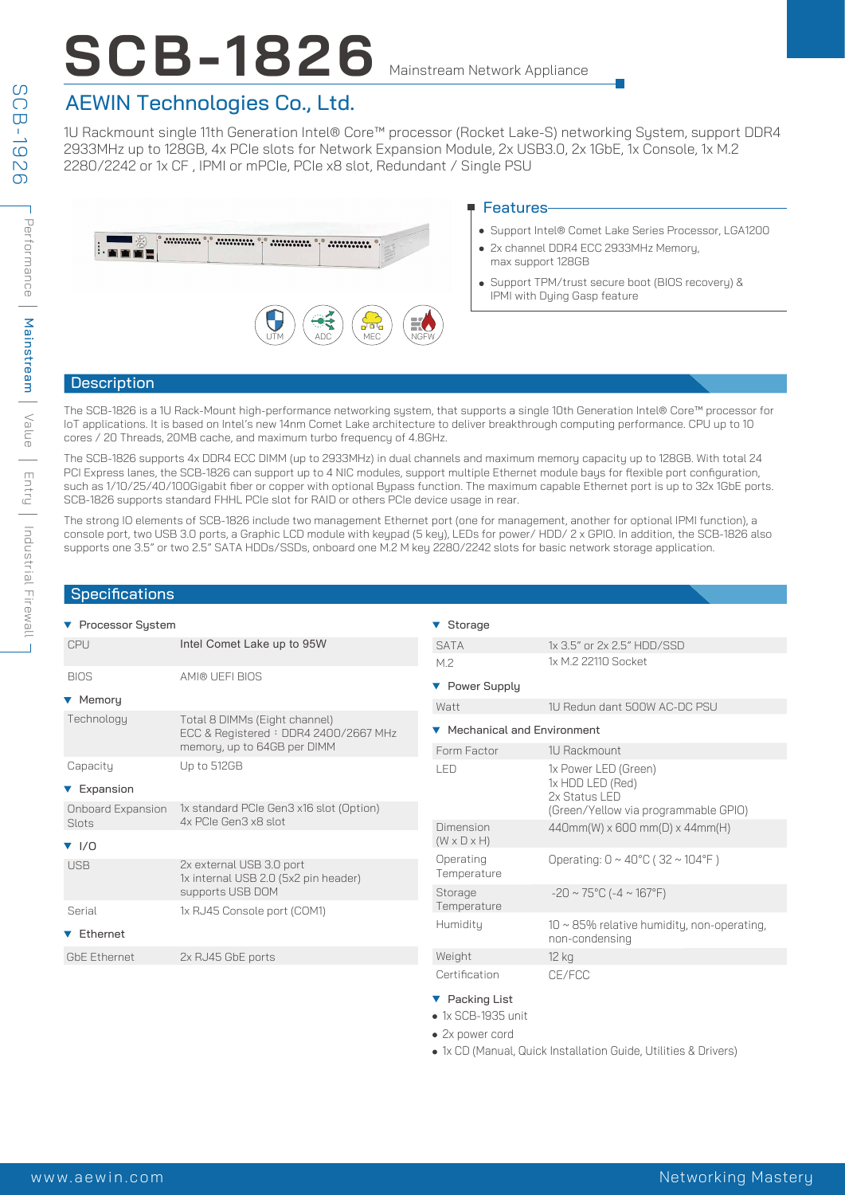# SCB-1826 Mainstream Network Appliance

## AEWIN Technologies Co., Ltd.

1U Rackmount single 11th Generation Intel® Core™ processor (Rocket Lake-S) networking System, support DDR4 2933MHz up to 128GB, 4x PCIe slots for Network Expansion Module, 2x USB3.0, 2x 1GbE, 1x Console, 1x M.2 2280/2242 or 1x CF , IPMI or mPCIe, PCIe x8 slot, Redundant / Single PSU

UTM ADC MEC NGFW

### Features

- Support Intel® Comet Lake Series Processor, LGA1200
- 2x channel DDR4 ECC 2933MHz Memory, max support 128GB
- Support TPM/trust secure boot (BIOS recovery) & IPMI with Dying Gasp feature

## Description

The SCB-1826 is a 1U Rack-Mount high-performance networking system, that supports a single 10th Generation Intel® Core™ processor for IoT applications. It is based on Intel's new 14nm Comet Lake architecture to deliver breakthrough computing performance. CPU up to 10 cores / 20 Threads, 20MB cache, and maximum turbo frequency of 4.8GHz.

The SCB-1826 supports 4x DDR4 ECC DIMM (up to 2933MHz) in dual channels and maximum memory capacity up to 128GB. With total 24 PCI Express lanes, the SCB-1826 can support up to 4 NIC modules, support multiple Ethernet module bays for flexible port configuration, such as 1/10/25/40/100Gigabit fiber or copper with optional Bypass function. The maximum capable Ethernet port is up to 32x 1GbE ports. SCB-1826 supports standard FHHL PCIe slot for RAID or others PCIe device usage in rear.

The strong IO elements of SCB-1826 include two management Ethernet port (one for management, another for optional IPMI function), a console port, two USB 3.0 ports, a Graphic LCD module with keypad (5 key), LEDs for power/ HDD/ 2 x GPIO. In addition, the SCB-1826 also supports one 3.5" or two 2.5" SATA HDDs/SSDs, onboard one M.2 M key 2280/2242 slots for basic network storage application.

## Specifications

### Processor System

| | |
|---|---|
| CPU | Intel Comet Lake up to 95W |
| BIOS | AMI® UEFI BIOS |

### Memory

| | |
|---|---|
| Technology | Total 8 DIMMs (Eight channel)<br>ECC & Registered：DDR4 2400/2667 MHz memory, up to 64GB per DIMM |
| Capacity | Up to 512GB |

### Expansion

| | |
|---|---|
| Onboard Expansion Slots | 1x standard PCIe Gen3 x16 slot (Option)<br>4x PCIe Gen3 x8 slot |

### I/O

| | |
|---|---|
| USB | 2x external USB 3.0 port<br>1x internal USB 2.0 (5x2 pin header)<br>supports USB DOM |
| Serial | 1x RJ45 Console port (COM1) |

### Ethernet

| | |
|---|---|
| GbE Ethernet | 2x RJ45 GbE ports |

### Storage

| | |
|---|---|
| SATA | 1x 3.5" or 2x 2.5" HDD/SSD |
| M.2 | 1x M.2 22110 Socket |

### Power Supply

| | |
|---|---|
| Watt | 1U Redun dant 500W AC-DC PSU |

### Mechanical and Environment

| | |
|---|---|
| Form Factor | 1U Rackmount |
| LED | 1x Power LED (Green)<br>1x HDD LED (Red)<br>2x Status LED<br>(Green/Yellow via programmable GPIO) |
| Dimension (W x D x H) | 440mm(W) x 600 mm(D) x 44mm(H) |
| Operating Temperature | Operating: 0 ~ 40°C ( 32 ~ 104°F ) |
| Storage Temperature | -20 ~ 75°C (-4 ~ 167°F) |
| Humidity | 10 ~ 85% relative humidity, non-operating, non-condensing |
| Weight | 12 kg |
| Certification | CE/FCC |

### Packing List

- 1x SCB-1935 unit
- 2x power cord
- 1x CD (Manual, Quick Installation Guide, Utilities & Drivers)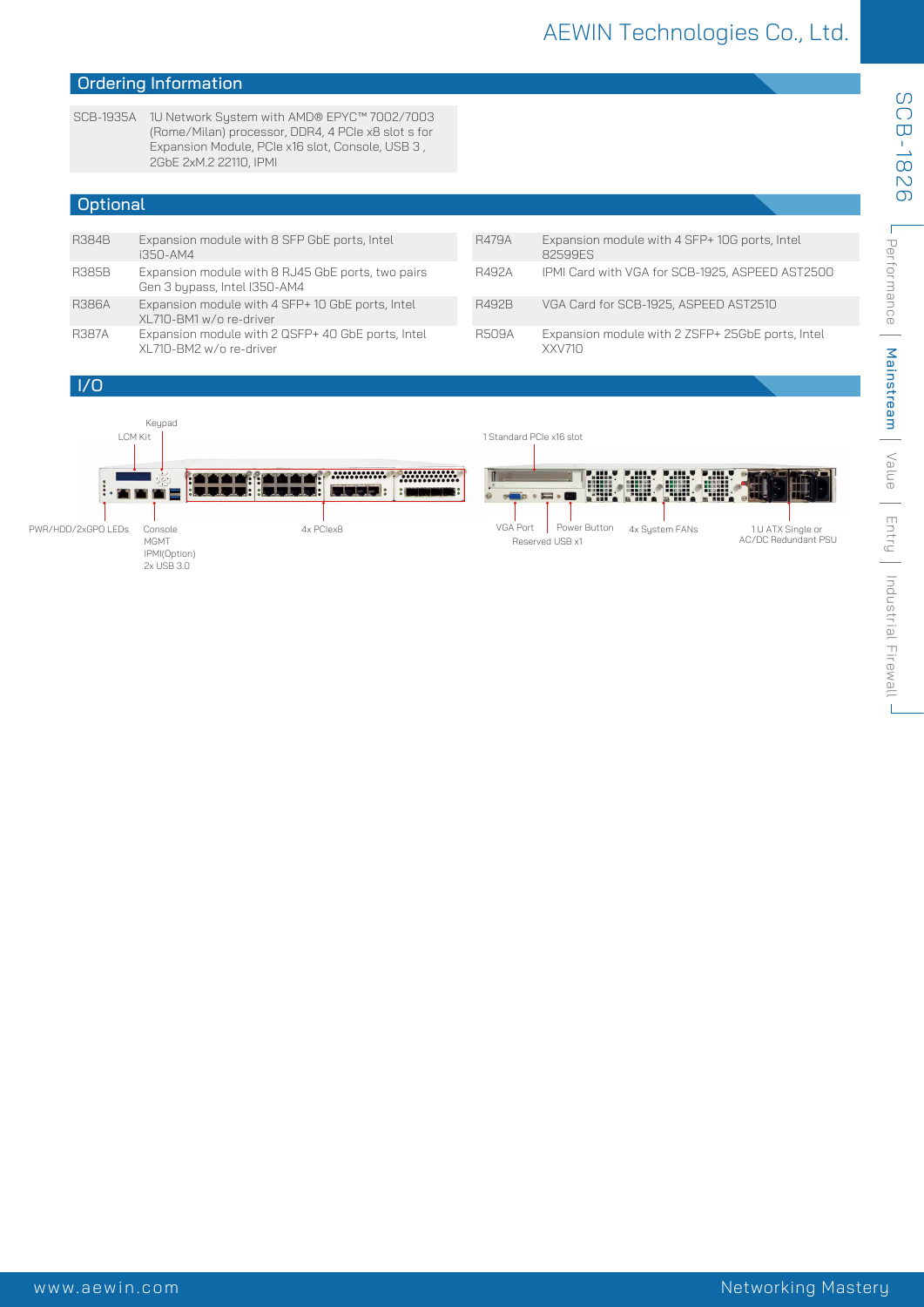## Ordering Information

| | |
|---|---|
| SCB-1935A | 1U Network System with AMD® EPYC™ 7002/7003 (Rome/Milan) processor, DDR4, 4 PCIe x8 slot s for Expansion Module, PCIe x16 slot, Console, USB 3 , 2GbE 2xM.2 22110, IPMI |

## Optional

| | | | |
|---|---|---|---|
| R384B | Expansion module with 8 SFP GbE ports, Intel i350-AM4 | R479A | Expansion module with 4 SFP+ 10G ports, Intel 82599ES |
| R385B | Expansion module with 8 RJ45 GbE ports, two pairs Gen 3 bypass, Intel I350-AM4 | R492A | IPMI Card with VGA for SCB-1925, ASPEED AST2500 |
| R386A | Expansion module with 4 SFP+ 10 GbE ports, Intel XL710-BM1 w/o re-driver | R492B | VGA Card for SCB-1925, ASPEED AST2510 |
| R387A | Expansion module with 2 QSFP+ 40 GbE ports, Intel XL710-BM2 w/o re-driver | R509A | Expansion module with 2 ZSFP+ 25GbE ports, Intel XXV710 |

## I/O

Keypad
LCM Kit
PWR/HDD/2xGPO LEDs
Console
MGMT
IPMI(Option)
2x USB 3.0
4x PCIex8

1 Standard PCIe x16 slot
VGA Port
Reserved USB x1
Power Button
4x System FANs
1 U ATX Single or AC/DC Redundant PSU